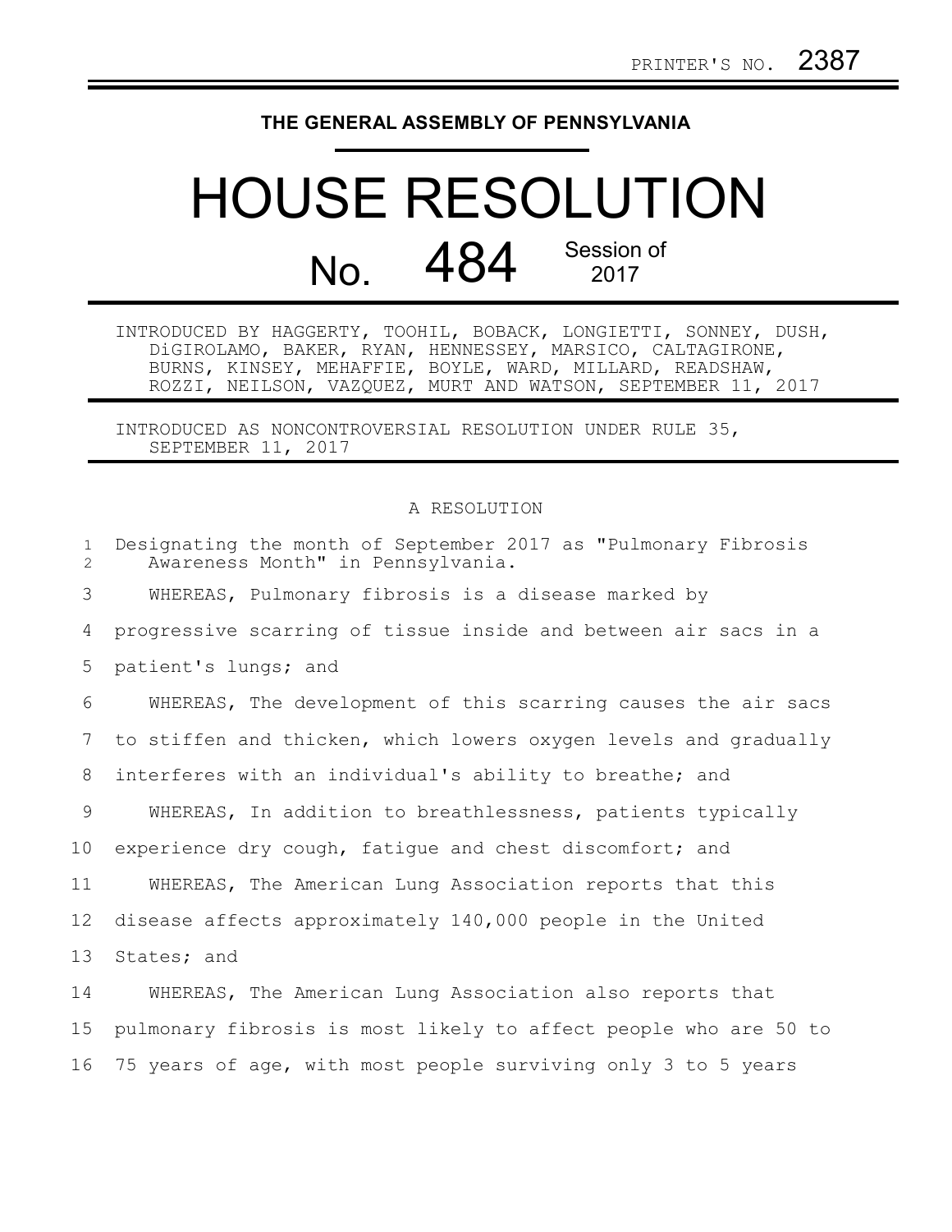PRINTER'S NO. 2387

# THE GENERAL ASSEMBLY OF PENNSYLVANIA

# HOUSE RESOLUTION

## No. 484 Session of 2017

INTRODUCED BY HAGGERTY, TOOHIL, BOBACK, LONGIETTI, SONNEY, DUSH, DiGIROLAMO, BAKER, RYAN, HENNESSEY, MARSICO, CALTAGIRONE, BURNS, KINSEY, MEHAFFIE, BOYLE, WARD, MILLARD, READSHAW, ROZZI, NEILSON, VAZQUEZ, MURT AND WATSON, SEPTEMBER 11, 2017

INTRODUCED AS NONCONTROVERSIAL RESOLUTION UNDER RULE 35, SEPTEMBER 11, 2017

A RESOLUTION

Designating the month of September 2017 as "Pulmonary Fibrosis Awareness Month" in Pennsylvania.

WHEREAS, Pulmonary fibrosis is a disease marked by progressive scarring of tissue inside and between air sacs in a patient's lungs; and

WHEREAS, The development of this scarring causes the air sacs to stiffen and thicken, which lowers oxygen levels and gradually interferes with an individual's ability to breathe; and

WHEREAS, In addition to breathlessness, patients typically experience dry cough, fatigue and chest discomfort; and

WHEREAS, The American Lung Association reports that this disease affects approximately 140,000 people in the United States; and

WHEREAS, The American Lung Association also reports that pulmonary fibrosis is most likely to affect people who are 50 to 75 years of age, with most people surviving only 3 to 5 years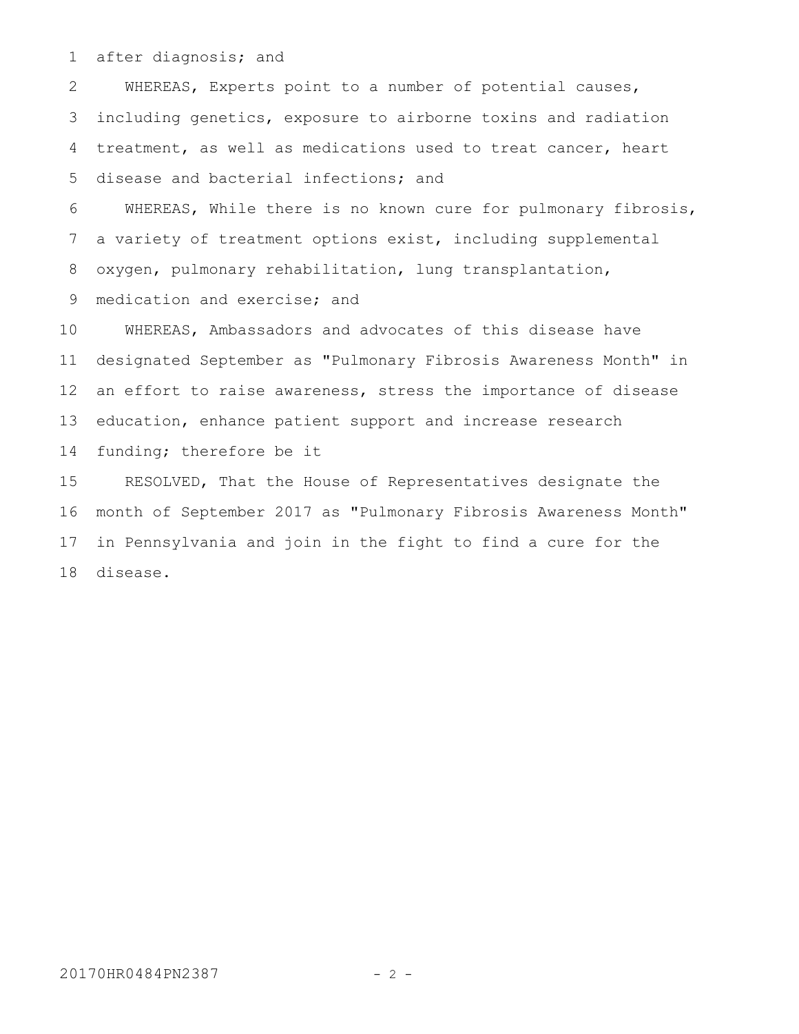after diagnosis; and

WHEREAS, Experts point to a number of potential causes, including genetics, exposure to airborne toxins and radiation treatment, as well as medications used to treat cancer, heart disease and bacterial infections; and

WHEREAS, While there is no known cure for pulmonary fibrosis, a variety of treatment options exist, including supplemental oxygen, pulmonary rehabilitation, lung transplantation, medication and exercise; and

WHEREAS, Ambassadors and advocates of this disease have designated September as "Pulmonary Fibrosis Awareness Month" in an effort to raise awareness, stress the importance of disease education, enhance patient support and increase research funding; therefore be it

RESOLVED, That the House of Representatives designate the month of September 2017 as "Pulmonary Fibrosis Awareness Month" in Pennsylvania and join in the fight to find a cure for the disease.